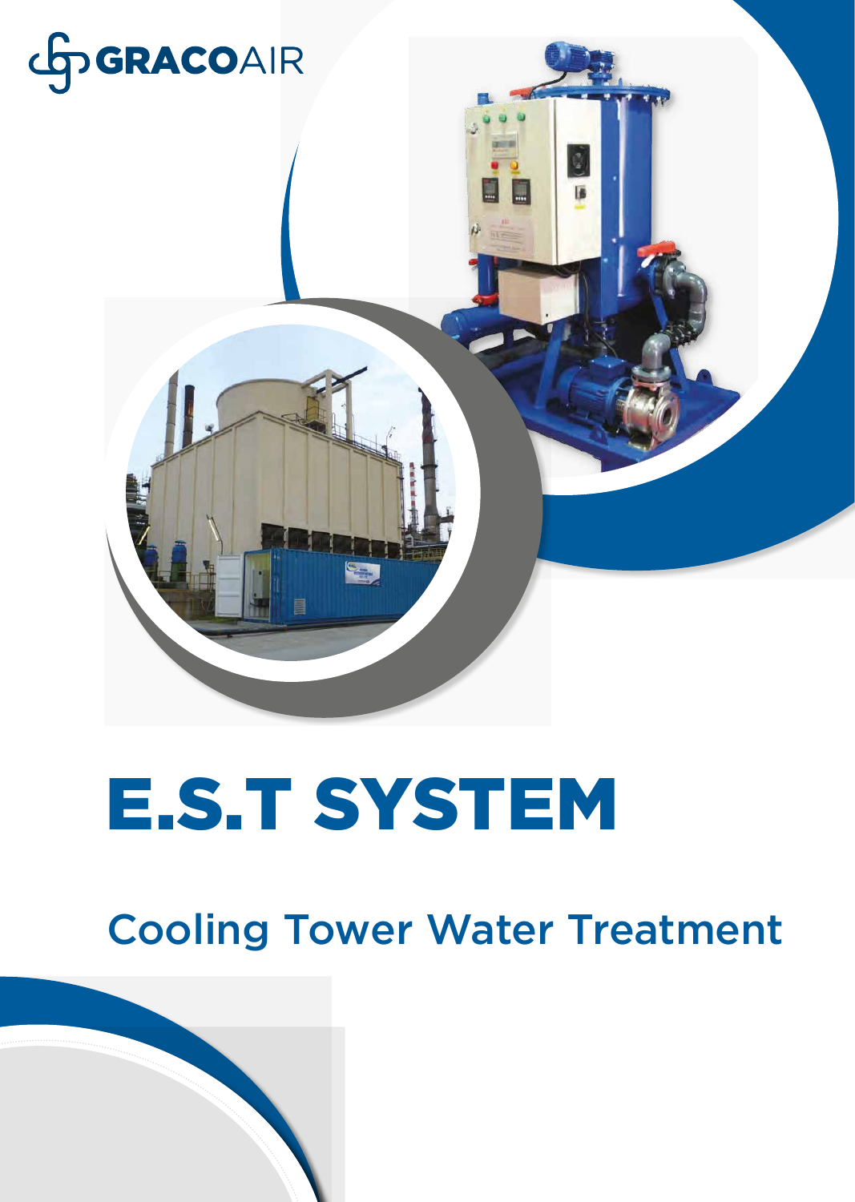GRACOAIR

# E.S.T SYSTEM

## Cooling Tower Water Treatment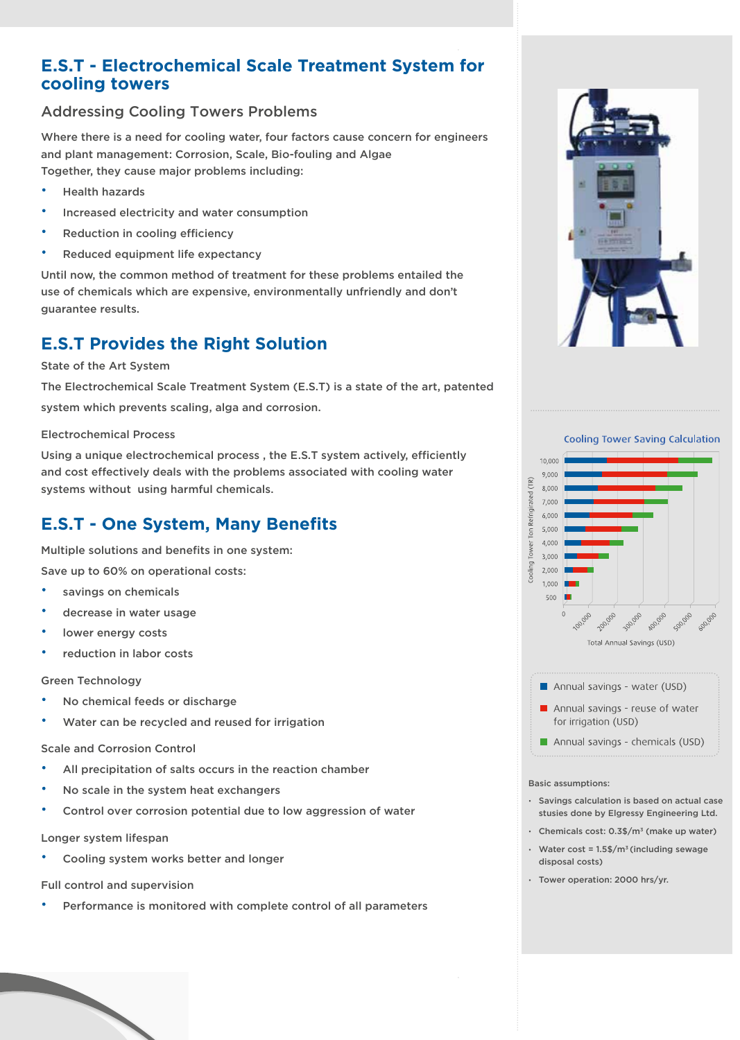# E.S.T - Electrochemical Scale Treatment System for cooling towers

## Addressing Cooling Towers Problems

Where there is a need for cooling water, four factors cause concern for engineers and plant management: Corrosion, Scale, Bio-fouling and Algae
Together, they cause major problems including:

- Health hazards
- Increased electricity and water consumption
- Reduction in cooling efficiency
- Reduced equipment life expectancy

Until now, the common method of treatment for these problems entailed the use of chemicals which are expensive, environmentally unfriendly and don't guarantee results.

## E.S.T Provides the Right Solution

State of the Art System

The Electrochemical Scale Treatment System (E.S.T) is a state of the art, patented system which prevents scaling, alga and corrosion.

Electrochemical Process

Using a unique electrochemical process , the E.S.T system actively, efficiently and cost effectively deals with the problems associated with cooling water systems without using harmful chemicals.

## E.S.T - One System, Many Benefits

Multiple solutions and benefits in one system:

Save up to 60% on operational costs:

- savings on chemicals
- decrease in water usage
- lower energy costs
- reduction in labor costs

Green Technology

- No chemical feeds or discharge
- Water can be recycled and reused for irrigation

Scale and Corrosion Control

- All precipitation of salts occurs in the reaction chamber
- No scale in the system heat exchangers
- Control over corrosion potential due to low aggression of water

Longer system lifespan

- Cooling system works better and longer

Full control and supervision

- Performance is monitored with complete control of all parameters

### Cooling Tower Saving Calculation

Cooling Tower Ton Refrigerated (TR): 500, 1,000, 2,000, 3,000, 4,000, 5,000, 6,000, 7,000, 8,000, 9,000, 10,000

Total Annual Savings (USD): 0, 100,000, 200,000, 300,000, 400,000, 500,000, 600,000

- Annual savings - water (USD)
- Annual savings - reuse of water for irrigation (USD)
- Annual savings - chemicals (USD)

Basic assumptions:

- Savings calculation is based on actual case stusies done by Elgressy Engineering Ltd.
- Chemicals cost: 0.3$/m³ (make up water)
- Water cost = 1.5$/m³ (including sewage disposal costs)
- Tower operation: 2000 hrs/yr.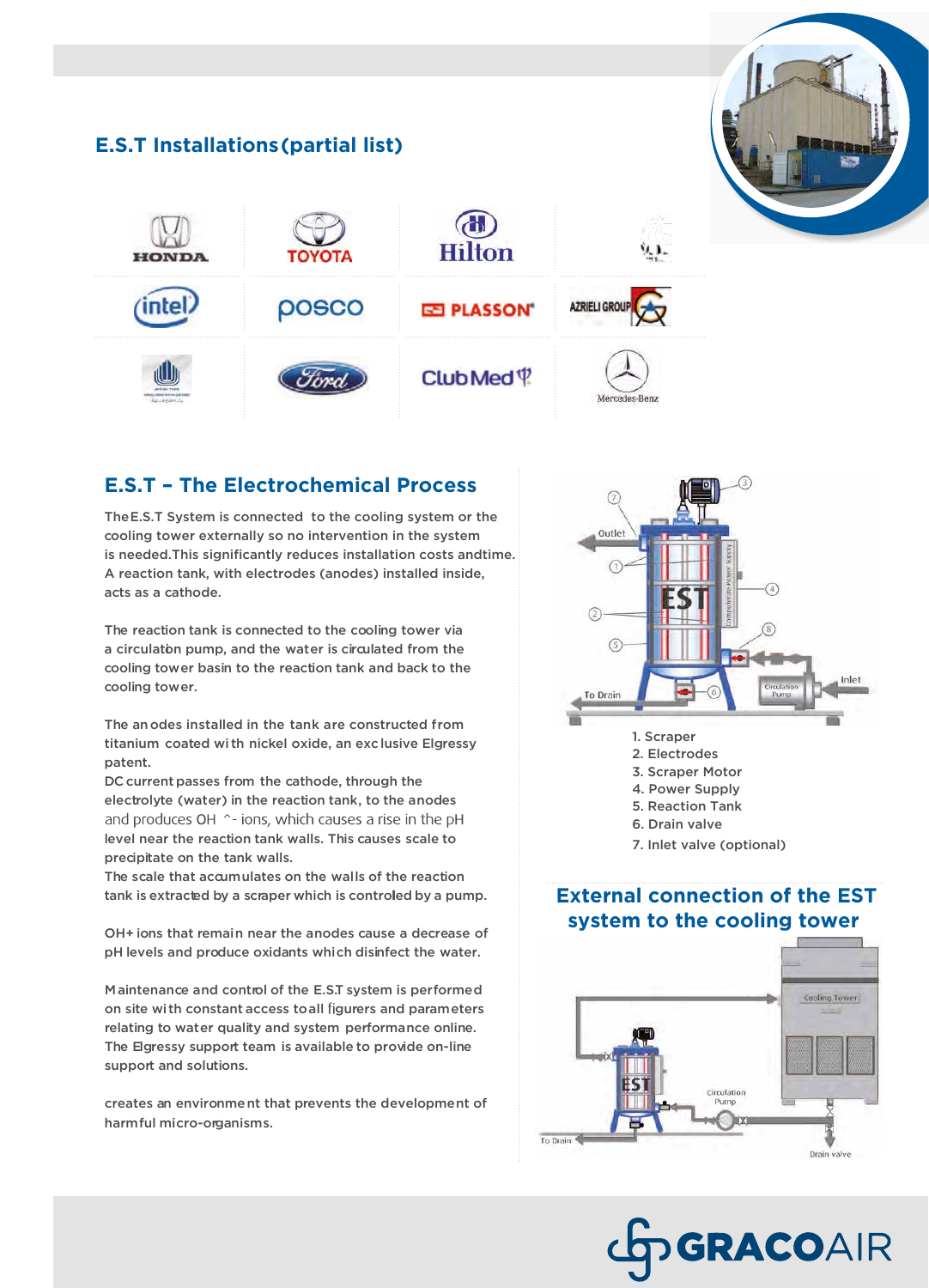## E.S.T Installations (partial list)

| | | | |
|---|---|---|---|
| HONDA | TOYOTA | Hilton | |
| intel | posco | PLASSON | AZRIELI GROUP |
| | Ford | ClubMed | Mercedes-Benz |

## E.S.T – The Electrochemical Process

The E.S.T System is connected to the cooling system or the cooling tower externally so no intervention in the system is needed. This significantly reduces installation costs and time. A reaction tank, with electrodes (anodes) installed inside, acts as a cathode.

The reaction tank is connected to the cooling tower via a circulation pump, and the water is circulated from the cooling tower basin to the reaction tank and back to the cooling tower.

The anodes installed in the tank are constructed from titanium coated with nickel oxide, an exclusive Elgressy patent.
DC current passes from the cathode, through the electrolyte (water) in the reaction tank, to the anodes and produces $OH^-$ ions, which causes a rise in the pH level near the reaction tank walls. This causes scale to precipitate on the tank walls.
The scale that accumulates on the walls of the reaction tank is extracted by a scraper which is controled by a pump.

$OH^+$ ions that remain near the anodes cause a decrease of pH levels and produce oxidants which disinfect the water.

Maintenance and control of the E.S.T system is performed on site with constant access to all figurers and parameters relating to water quality and system performance online. The Elgressy support team is available to provide on-line support and solutions.

creates an environment that prevents the development of harmful micro-organisms.

1. Scraper
2. Electrodes
3. Scraper Motor
4. Power Supply
5. Reaction Tank
6. Drain valve
7. Inlet valve (optional)

## External connection of the EST system to the cooling tower

GRACOAIR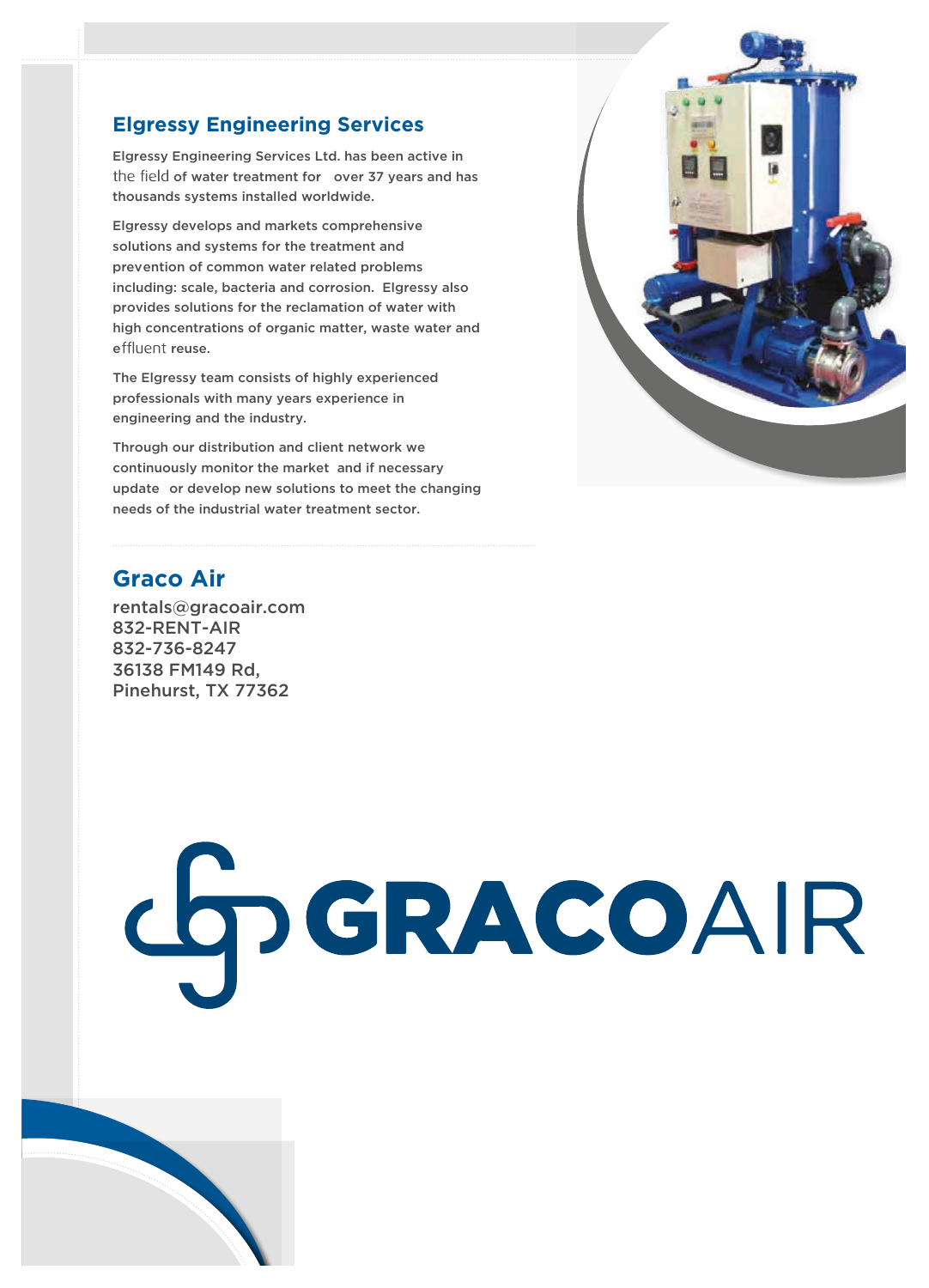## Elgressy Engineering Services

Elgressy Engineering Services Ltd. has been active in the field of water treatment for over 37 years and has thousands systems installed worldwide.

Elgressy develops and markets comprehensive solutions and systems for the treatment and prevention of common water related problems including: scale, bacteria and corrosion. Elgressy also provides solutions for the reclamation of water with high concentrations of organic matter, waste water and effluent reuse.

The Elgressy team consists of highly experienced professionals with many years experience in engineering and the industry.

Through our distribution and client network we continuously monitor the market and if necessary update or develop new solutions to meet the changing needs of the industrial water treatment sector.

## Graco Air

rentals@gracoair.com
832-RENT-AIR
832-736-8247
36138 FM149 Rd,
Pinehurst, TX 77362

GRACOAIR